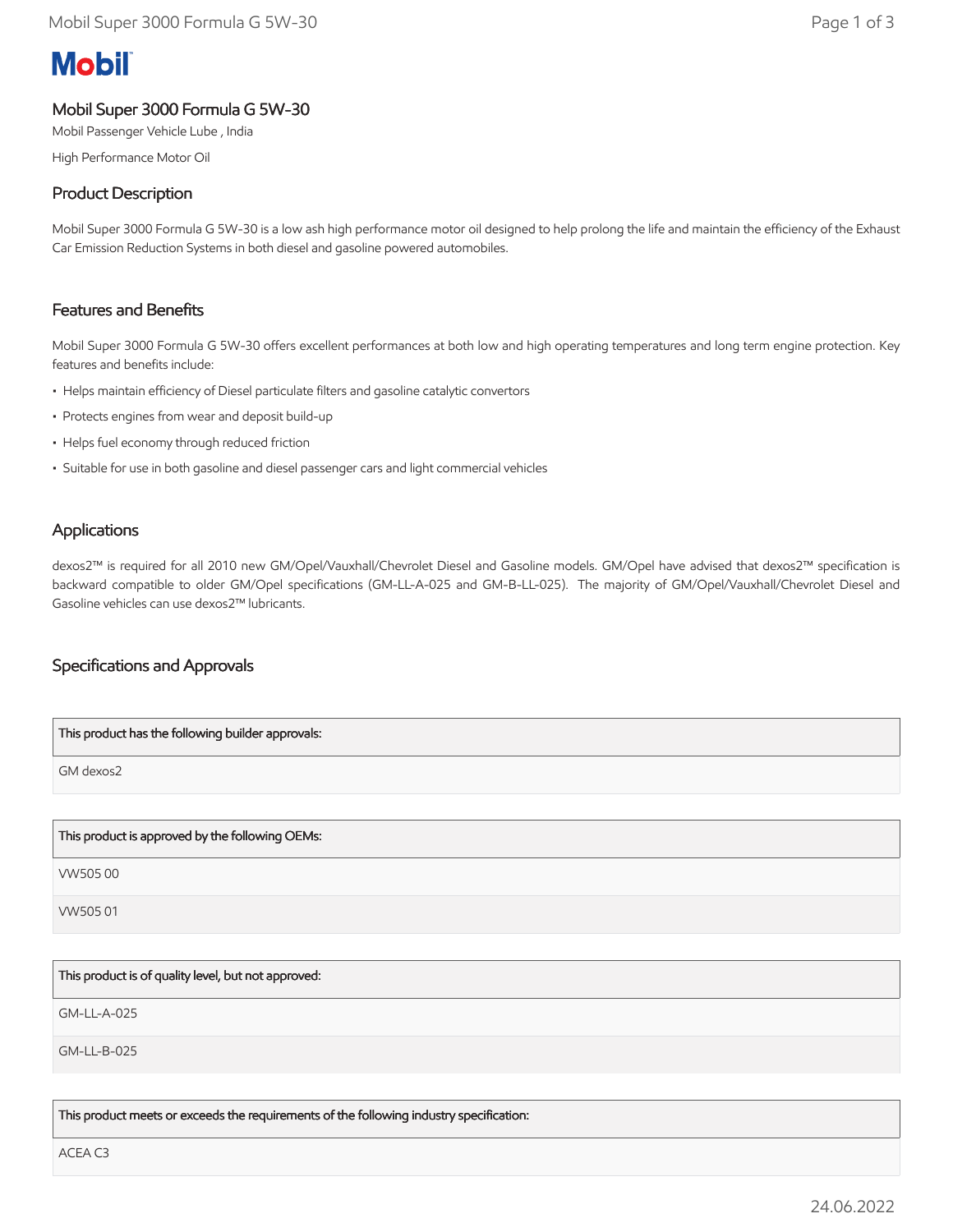Mobil

# Mobil Super 3000 Formula G 5W-30

Mobil Passenger Vehicle Lube , India

High Performance Motor Oil

## Product Description

Mobil Super 3000 Formula G 5W-30 is a low ash high performance motor oil designed to help prolong the life and maintain the efficiency of the Exhaust Car Emission Reduction Systems in both diesel and gasoline powered automobiles.

## Features and Benefits

Mobil Super 3000 Formula G 5W-30 offers excellent performances at both low and high operating temperatures and long term engine protection. Key features and benefits include:

- Helps maintain efficiency of Diesel particulate filters and gasoline catalytic convertors
- Protects engines from wear and deposit build-up
- Helps fuel economy through reduced friction
- Suitable for use in both gasoline and diesel passenger cars and light commercial vehicles

## Applications

dexos2™ is required for all 2010 new GM/Opel/Vauxhall/Chevrolet Diesel and Gasoline models. GM/Opel have advised that dexos2™ specification is backward compatible to older GM/Opel specifications (GM-LL-A-025 and GM-B-LL-025). The majority of GM/Opel/Vauxhall/Chevrolet Diesel and Gasoline vehicles can use dexos2™ lubricants.

## Specifications and Approvals

| This product has the following builder approvals: |
| --- |
| GM dexos2 |

| This product is approved by the following OEMs: |
| --- |
| VW505 00 |
| VW505 01 |

| This product is of quality level, but not approved: |
| --- |
| GM-LL-A-025 |
| GM-LL-B-025 |

| This product meets or exceeds the requirements of the following industry specification: |
| --- |
| ACEA C3 |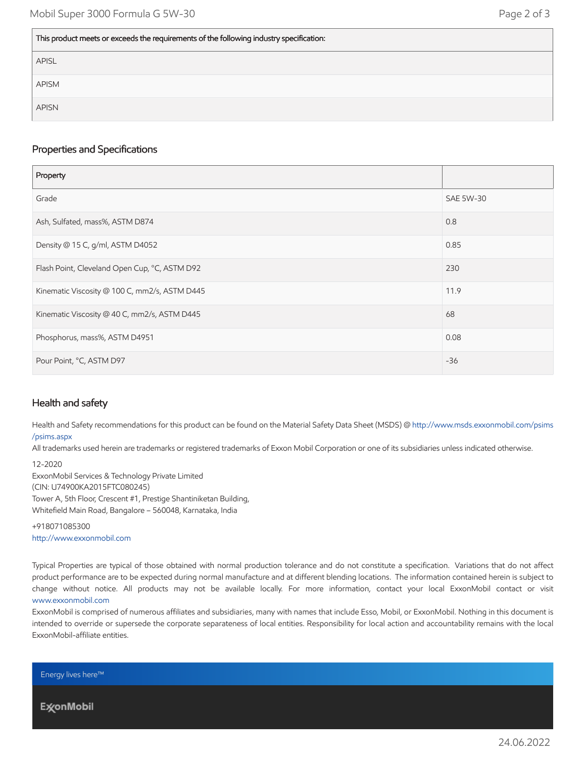| This product meets or exceeds the requirements of the following industry specification: |
|---|
| APISL |
| APISM |
| APISN |

## Properties and Specifications

| Property | |
|---|---|
| Grade | SAE 5W-30 |
| Ash, Sulfated, mass%, ASTM D874 | 0.8 |
| Density @ 15 C, g/ml, ASTM D4052 | 0.85 |
| Flash Point, Cleveland Open Cup, °C, ASTM D92 | 230 |
| Kinematic Viscosity @ 100 C, mm2/s, ASTM D445 | 11.9 |
| Kinematic Viscosity @ 40 C, mm2/s, ASTM D445 | 68 |
| Phosphorus, mass%, ASTM D4951 | 0.08 |
| Pour Point, °C, ASTM D97 | -36 |

## Health and safety

Health and Safety recommendations for this product can be found on the Material Safety Data Sheet (MSDS) @ http://www.msds.exxonmobil.com/psims/psims.aspx

All trademarks used herein are trademarks or registered trademarks of Exxon Mobil Corporation or one of its subsidiaries unless indicated otherwise.

12-2020

ExxonMobil Services & Technology Private Limited
(CIN: U74900KA2015FTC080245)
Tower A, 5th Floor, Crescent #1, Prestige Shantiniketan Building,
Whitefield Main Road, Bangalore – 560048, Karnataka, India

+918071085300
http://www.exxonmobil.com

Typical Properties are typical of those obtained with normal production tolerance and do not constitute a specification. Variations that do not affect product performance are to be expected during normal manufacture and at different blending locations. The information contained herein is subject to change without notice. All products may not be available locally. For more information, contact your local ExxonMobil contact or visit www.exxonmobil.com

ExxonMobil is comprised of numerous affiliates and subsidiaries, many with names that include Esso, Mobil, or ExxonMobil. Nothing in this document is intended to override or supersede the corporate separateness of local entities. Responsibility for local action and accountability remains with the local ExxonMobil-affiliate entities.

Energy lives here™

ExxonMobil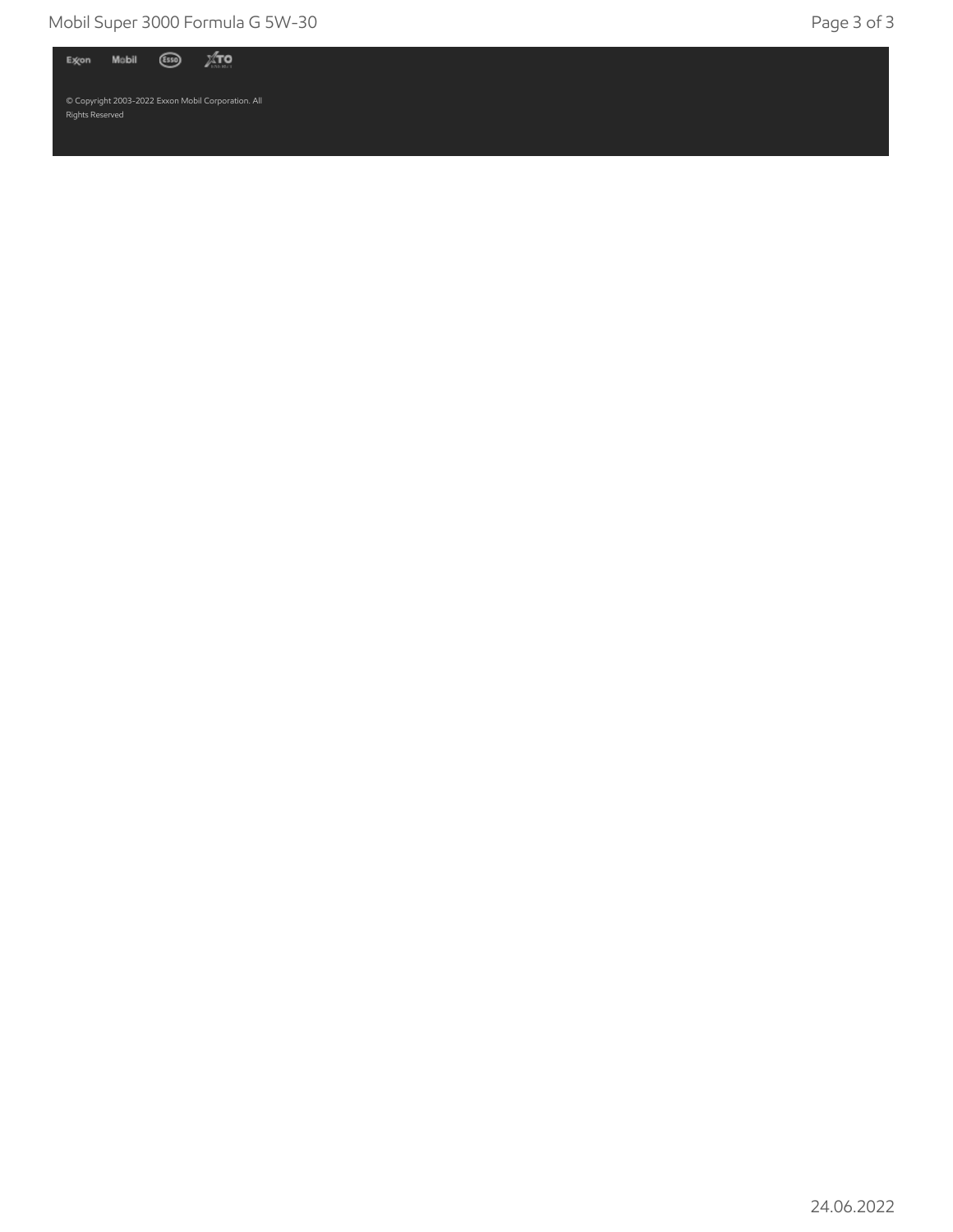Exxon Mobil Esso XTO

© Copyright 2003-2022 Exxon Mobil Corporation. All Rights Reserved